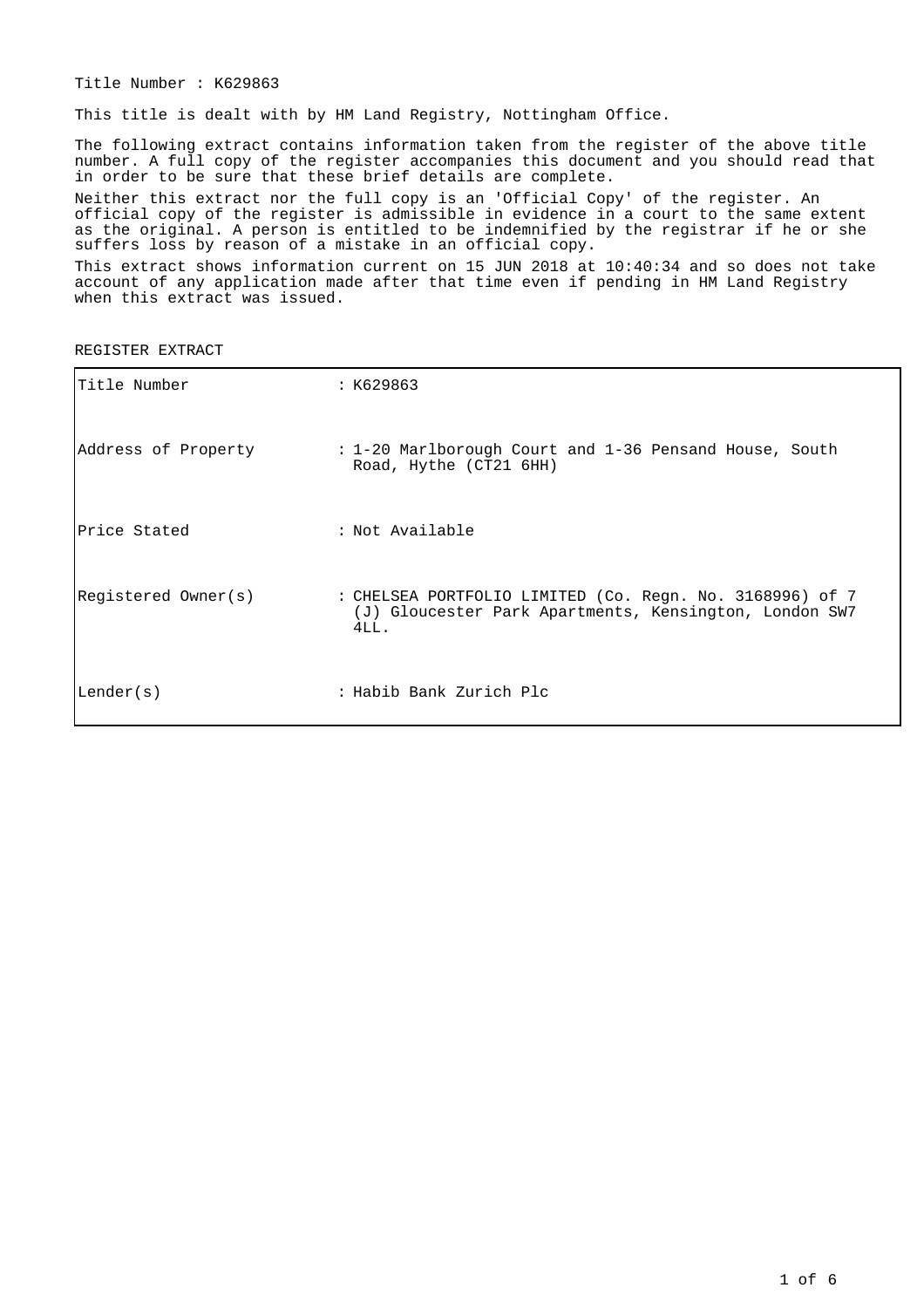Title Number : K629863

This title is dealt with by HM Land Registry, Nottingham Office.

The following extract contains information taken from the register of the above title number. A full copy of the register accompanies this document and you should read that in order to be sure that these brief details are complete.

Neither this extract nor the full copy is an 'Official Copy' of the register. An official copy of the register is admissible in evidence in a court to the same extent as the original. A person is entitled to be indemnified by the registrar if he or she suffers loss by reason of a mistake in an official copy.

This extract shows information current on 15 JUN 2018 at 10:40:34 and so does not take account of any application made after that time even if pending in HM Land Registry when this extract was issued.

REGISTER EXTRACT

| | |
|---|---|
| Title Number | : K629863 |
| Address of Property | : 1-20 Marlborough Court and 1-36 Pensand House, South Road, Hythe (CT21 6HH) |
| Price Stated | : Not Available |
| Registered Owner(s) | : CHELSEA PORTFOLIO LIMITED (Co. Regn. No. 3168996) of 7 (J) Gloucester Park Apartments, Kensington, London SW7 4LL. |
| Lender(s) | : Habib Bank Zurich Plc |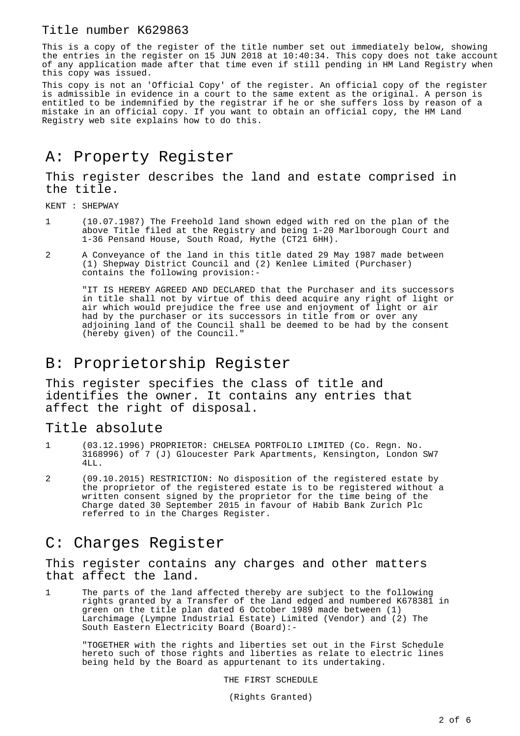# Title number K629863

This is a copy of the register of the title number set out immediately below, showing the entries in the register on 15 JUN 2018 at 10:40:34. This copy does not take account of any application made after that time even if still pending in HM Land Registry when this copy was issued.

This copy is not an 'Official Copy' of the register. An official copy of the register is admissible in evidence in a court to the same extent as the original. A person is entitled to be indemnified by the registrar if he or she suffers loss by reason of a mistake in an official copy. If you want to obtain an official copy, the HM Land Registry web site explains how to do this.

## A: Property Register

### This register describes the land and estate comprised in the title.

KENT : SHEPWAY

1 (10.07.1987) The Freehold land shown edged with red on the plan of the above Title filed at the Registry and being 1-20 Marlborough Court and 1-36 Pensand House, South Road, Hythe (CT21 6HH).

2 A Conveyance of the land in this title dated 29 May 1987 made between (1) Shepway District Council and (2) Kenlee Limited (Purchaser) contains the following provision:-

"IT IS HEREBY AGREED AND DECLARED that the Purchaser and its successors in title shall not by virtue of this deed acquire any right of light or air which would prejudice the free use and enjoyment of light or air had by the purchaser or its successors in title from or over any adjoining land of the Council shall be deemed to be had by the consent (hereby given) of the Council."

## B: Proprietorship Register

### This register specifies the class of title and identifies the owner. It contains any entries that affect the right of disposal.

### Title absolute

1 (03.12.1996) PROPRIETOR: CHELSEA PORTFOLIO LIMITED (Co. Regn. No. 3168996) of 7 (J) Gloucester Park Apartments, Kensington, London SW7 4LL.

2 (09.10.2015) RESTRICTION: No disposition of the registered estate by the proprietor of the registered estate is to be registered without a written consent signed by the proprietor for the time being of the Charge dated 30 September 2015 in favour of Habib Bank Zurich Plc referred to in the Charges Register.

## C: Charges Register

### This register contains any charges and other matters that affect the land.

1 The parts of the land affected thereby are subject to the following rights granted by a Transfer of the land edged and numbered K678381 in green on the title plan dated 6 October 1989 made between (1) Larchimage (Lympne Industrial Estate) Limited (Vendor) and (2) The South Eastern Electricity Board (Board):-

"TOGETHER with the rights and liberties set out in the First Schedule hereto such of those rights and liberties as relate to electric lines being held by the Board as appurtenant to its undertaking.

THE FIRST SCHEDULE

(Rights Granted)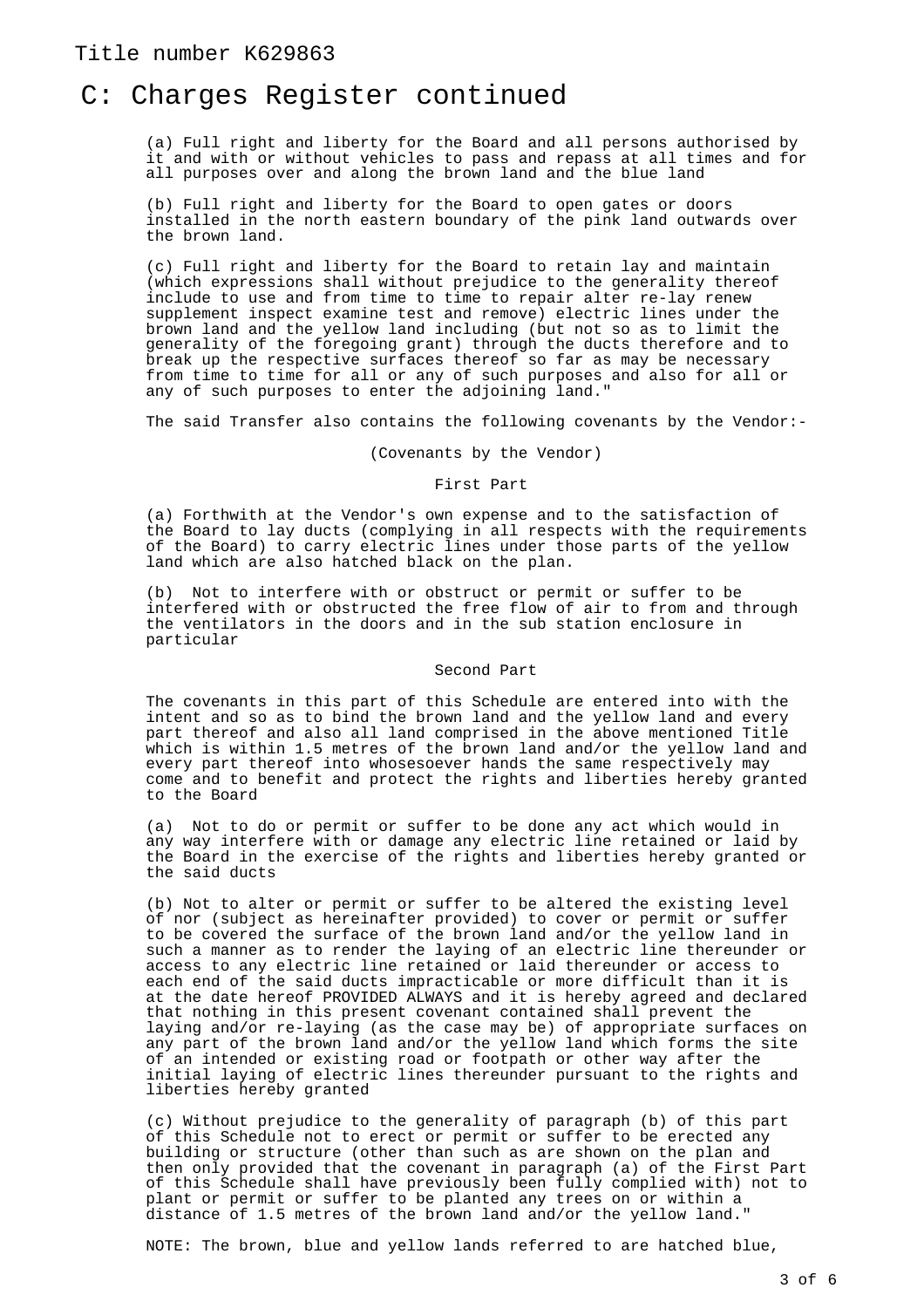Title number K629863

# C: Charges Register continued

(a) Full right and liberty for the Board and all persons authorised by it and with or without vehicles to pass and repass at all times and for all purposes over and along the brown land and the blue land

(b) Full right and liberty for the Board to open gates or doors installed in the north eastern boundary of the pink land outwards over the brown land.

(c) Full right and liberty for the Board to retain lay and maintain (which expressions shall without prejudice to the generality thereof include to use and from time to time to repair alter re-lay renew supplement inspect examine test and remove) electric lines under the brown land and the yellow land including (but not so as to limit the generality of the foregoing grant) through the ducts therefore and to break up the respective surfaces thereof so far as may be necessary from time to time for all or any of such purposes and also for all or any of such purposes to enter the adjoining land."

The said Transfer also contains the following covenants by the Vendor:-

(Covenants by the Vendor)

First Part

(a) Forthwith at the Vendor's own expense and to the satisfaction of the Board to lay ducts (complying in all respects with the requirements of the Board) to carry electric lines under those parts of the yellow land which are also hatched black on the plan.

(b) Not to interfere with or obstruct or permit or suffer to be interfered with or obstructed the free flow of air to from and through the ventilators in the doors and in the sub station enclosure in particular

Second Part

The covenants in this part of this Schedule are entered into with the intent and so as to bind the brown land and the yellow land and every part thereof and also all land comprised in the above mentioned Title which is within 1.5 metres of the brown land and/or the yellow land and every part thereof into whosesoever hands the same respectively may come and to benefit and protect the rights and liberties hereby granted to the Board

(a) Not to do or permit or suffer to be done any act which would in any way interfere with or damage any electric line retained or laid by the Board in the exercise of the rights and liberties hereby granted or the said ducts

(b) Not to alter or permit or suffer to be altered the existing level of nor (subject as hereinafter provided) to cover or permit or suffer to be covered the surface of the brown land and/or the yellow land in such a manner as to render the laying of an electric line thereunder or access to any electric line retained or laid thereunder or access to each end of the said ducts impracticable or more difficult than it is at the date hereof PROVIDED ALWAYS and it is hereby agreed and declared that nothing in this present covenant contained shall prevent the laying and/or re-laying (as the case may be) of appropriate surfaces on any part of the brown land and/or the yellow land which forms the site of an intended or existing road or footpath or other way after the initial laying of electric lines thereunder pursuant to the rights and liberties hereby granted

(c) Without prejudice to the generality of paragraph (b) of this part of this Schedule not to erect or permit or suffer to be erected any building or structure (other than such as are shown on the plan and then only provided that the covenant in paragraph (a) of the First Part of this Schedule shall have previously been fully complied with) not to plant or permit or suffer to be planted any trees on or within a distance of 1.5 metres of the brown land and/or the yellow land."

NOTE: The brown, blue and yellow lands referred to are hatched blue,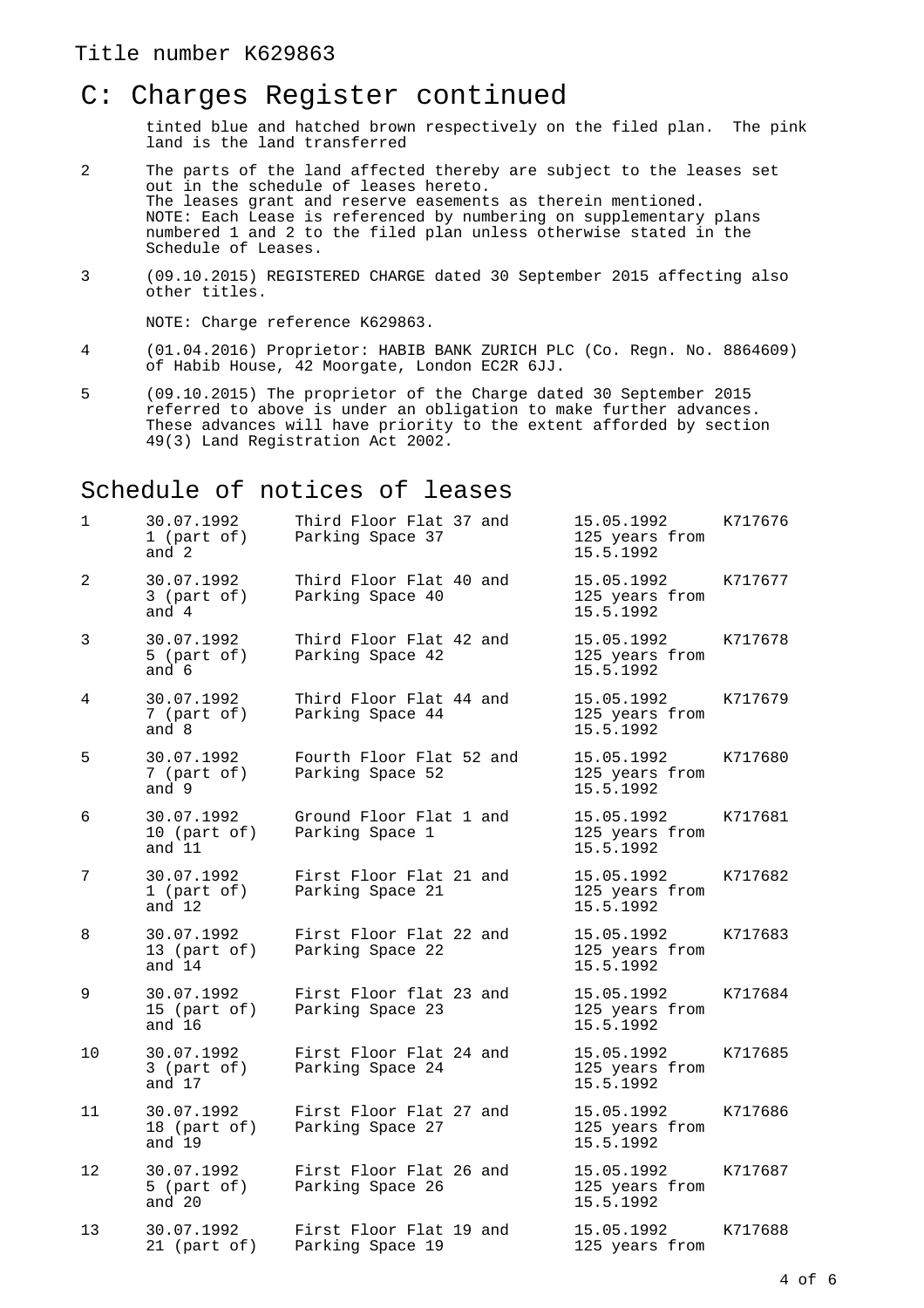Title number K629863

## C: Charges Register continued

tinted blue and hatched brown respectively on the filed plan. The pink land is the land transferred

2 The parts of the land affected thereby are subject to the leases set out in the schedule of leases hereto.
The leases grant and reserve easements as therein mentioned.
NOTE: Each Lease is referenced by numbering on supplementary plans numbered 1 and 2 to the filed plan unless otherwise stated in the Schedule of Leases.

3 (09.10.2015) REGISTERED CHARGE dated 30 September 2015 affecting also other titles.

NOTE: Charge reference K629863.

4 (01.04.2016) Proprietor: HABIB BANK ZURICH PLC (Co. Regn. No. 8864609) of Habib House, 42 Moorgate, London EC2R 6JJ.

5 (09.10.2015) The proprietor of the Charge dated 30 September 2015 referred to above is under an obligation to make further advances. These advances will have priority to the extent afforded by section 49(3) Land Registration Act 2002.

## Schedule of notices of leases

| | | | | |
|---|---|---|---|---|
| 1 | 30.07.1992 1 (part of) and 2 | Third Floor Flat 37 and Parking Space 37 | 15.05.1992 125 years from 15.5.1992 | K717676 |
| 2 | 30.07.1992 3 (part of) and 4 | Third Floor Flat 40 and Parking Space 40 | 15.05.1992 125 years from 15.5.1992 | K717677 |
| 3 | 30.07.1992 5 (part of) and 6 | Third Floor Flat 42 and Parking Space 42 | 15.05.1992 125 years from 15.5.1992 | K717678 |
| 4 | 30.07.1992 7 (part of) and 8 | Third Floor Flat 44 and Parking Space 44 | 15.05.1992 125 years from 15.5.1992 | K717679 |
| 5 | 30.07.1992 7 (part of) and 9 | Fourth Floor Flat 52 and Parking Space 52 | 15.05.1992 125 years from 15.5.1992 | K717680 |
| 6 | 30.07.1992 10 (part of) and 11 | Ground Floor Flat 1 and Parking Space 1 | 15.05.1992 125 years from 15.5.1992 | K717681 |
| 7 | 30.07.1992 1 (part of) and 12 | First Floor Flat 21 and Parking Space 21 | 15.05.1992 125 years from 15.5.1992 | K717682 |
| 8 | 30.07.1992 13 (part of) and 14 | First Floor Flat 22 and Parking Space 22 | 15.05.1992 125 years from 15.5.1992 | K717683 |
| 9 | 30.07.1992 15 (part of) and 16 | First Floor flat 23 and Parking Space 23 | 15.05.1992 125 years from 15.5.1992 | K717684 |
| 10 | 30.07.1992 3 (part of) and 17 | First Floor Flat 24 and Parking Space 24 | 15.05.1992 125 years from 15.5.1992 | K717685 |
| 11 | 30.07.1992 18 (part of) and 19 | First Floor Flat 27 and Parking Space 27 | 15.05.1992 125 years from 15.5.1992 | K717686 |
| 12 | 30.07.1992 5 (part of) and 20 | First Floor Flat 26 and Parking Space 26 | 15.05.1992 125 years from 15.5.1992 | K717687 |
| 13 | 30.07.1992 21 (part of) | First Floor Flat 19 and Parking Space 19 | 15.05.1992 125 years from | K717688 |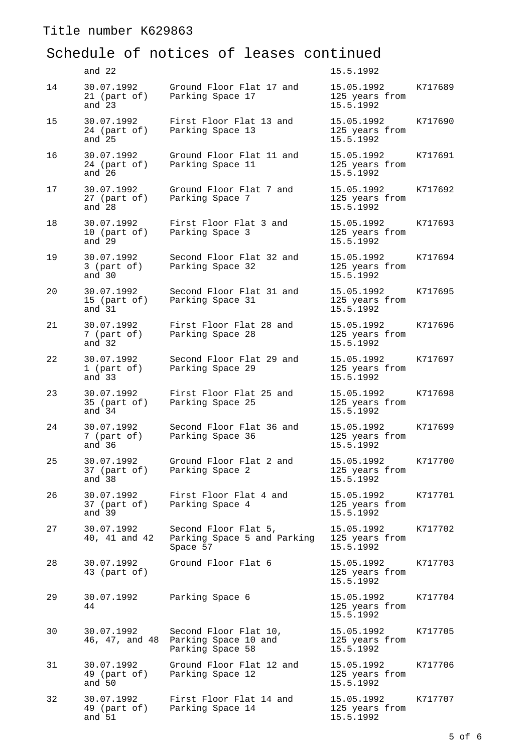Title number K629863

# Schedule of notices of leases continued

| | Registration date and plan ref. | Property description | Date of lease and term | Lessee's title |
|---|---|---|---|---|
| | and 22 | | 15.5.1992 | |
| 14 | 30.07.1992 21 (part of) and 23 | Ground Floor Flat 17 and Parking Space 17 | 15.05.1992 125 years from 15.5.1992 | K717689 |
| 15 | 30.07.1992 24 (part of) and 25 | First Floor Flat 13 and Parking Space 13 | 15.05.1992 125 years from 15.5.1992 | K717690 |
| 16 | 30.07.1992 24 (part of) and 26 | Ground Floor Flat 11 and Parking Space 11 | 15.05.1992 125 years from 15.5.1992 | K717691 |
| 17 | 30.07.1992 27 (part of) and 28 | Ground Floor Flat 7 and Parking Space 7 | 15.05.1992 125 years from 15.5.1992 | K717692 |
| 18 | 30.07.1992 10 (part of) and 29 | First Floor Flat 3 and Parking Space 3 | 15.05.1992 125 years from 15.5.1992 | K717693 |
| 19 | 30.07.1992 3 (part of) and 30 | Second Floor Flat 32 and Parking Space 32 | 15.05.1992 125 years from 15.5.1992 | K717694 |
| 20 | 30.07.1992 15 (part of) and 31 | Second Floor Flat 31 and Parking Space 31 | 15.05.1992 125 years from 15.5.1992 | K717695 |
| 21 | 30.07.1992 7 (part of) and 32 | First Floor Flat 28 and Parking Space 28 | 15.05.1992 125 years from 15.5.1992 | K717696 |
| 22 | 30.07.1992 1 (part of) and 33 | Second Floor Flat 29 and Parking Space 29 | 15.05.1992 125 years from 15.5.1992 | K717697 |
| 23 | 30.07.1992 35 (part of) and 34 | First Floor Flat 25 and Parking Space 25 | 15.05.1992 125 years from 15.5.1992 | K717698 |
| 24 | 30.07.1992 7 (part of) and 36 | Second Floor Flat 36 and Parking Space 36 | 15.05.1992 125 years from 15.5.1992 | K717699 |
| 25 | 30.07.1992 37 (part of) and 38 | Ground Floor Flat 2 and Parking Space 2 | 15.05.1992 125 years from 15.5.1992 | K717700 |
| 26 | 30.07.1992 37 (part of) and 39 | First Floor Flat 4 and Parking Space 4 | 15.05.1992 125 years from 15.5.1992 | K717701 |
| 27 | 30.07.1992 40, 41 and 42 | Second Floor Flat 5, Parking Space 5 and Parking Space 57 | 15.05.1992 125 years from 15.5.1992 | K717702 |
| 28 | 30.07.1992 43 (part of) | Ground Floor Flat 6 | 15.05.1992 125 years from 15.5.1992 | K717703 |
| 29 | 30.07.1992 44 | Parking Space 6 | 15.05.1992 125 years from 15.5.1992 | K717704 |
| 30 | 30.07.1992 46, 47, and 48 | Second Floor Flat 10, Parking Space 10 and Parking Space 58 | 15.05.1992 125 years from 15.5.1992 | K717705 |
| 31 | 30.07.1992 49 (part of) and 50 | Ground Floor Flat 12 and Parking Space 12 | 15.05.1992 125 years from 15.5.1992 | K717706 |
| 32 | 30.07.1992 49 (part of) and 51 | First Floor Flat 14 and Parking Space 14 | 15.05.1992 125 years from 15.5.1992 | K717707 |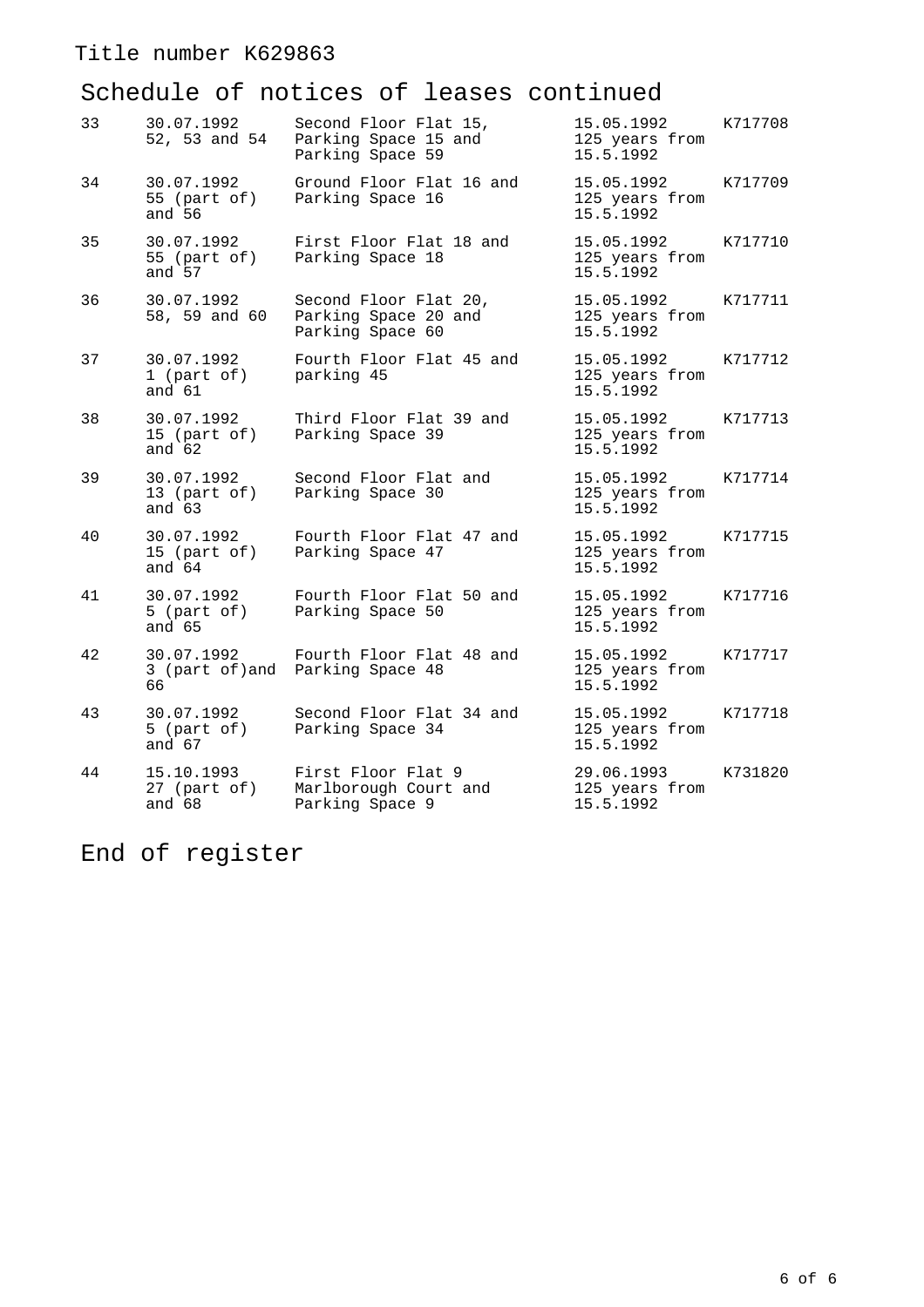Title number K629863

## Schedule of notices of leases continued

| | | | | |
|---|---|---|---|---|
| 33 | 30.07.1992 52, 53 and 54 | Second Floor Flat 15, Parking Space 15 and Parking Space 59 | 15.05.1992 125 years from 15.5.1992 | K717708 |
| 34 | 30.07.1992 55 (part of) and 56 | Ground Floor Flat 16 and Parking Space 16 | 15.05.1992 125 years from 15.5.1992 | K717709 |
| 35 | 30.07.1992 55 (part of) and 57 | First Floor Flat 18 and Parking Space 18 | 15.05.1992 125 years from 15.5.1992 | K717710 |
| 36 | 30.07.1992 58, 59 and 60 | Second Floor Flat 20, Parking Space 20 and Parking Space 60 | 15.05.1992 125 years from 15.5.1992 | K717711 |
| 37 | 30.07.1992 1 (part of) and 61 | Fourth Floor Flat 45 and parking 45 | 15.05.1992 125 years from 15.5.1992 | K717712 |
| 38 | 30.07.1992 15 (part of) and 62 | Third Floor Flat 39 and Parking Space 39 | 15.05.1992 125 years from 15.5.1992 | K717713 |
| 39 | 30.07.1992 13 (part of) and 63 | Second Floor Flat and Parking Space 30 | 15.05.1992 125 years from 15.5.1992 | K717714 |
| 40 | 30.07.1992 15 (part of) and 64 | Fourth Floor Flat 47 and Parking Space 47 | 15.05.1992 125 years from 15.5.1992 | K717715 |
| 41 | 30.07.1992 5 (part of) and 65 | Fourth Floor Flat 50 and Parking Space 50 | 15.05.1992 125 years from 15.5.1992 | K717716 |
| 42 | 30.07.1992 3 (part of)and 66 | Fourth Floor Flat 48 and Parking Space 48 | 15.05.1992 125 years from 15.5.1992 | K717717 |
| 43 | 30.07.1992 5 (part of) and 67 | Second Floor Flat 34 and Parking Space 34 | 15.05.1992 125 years from 15.5.1992 | K717718 |
| 44 | 15.10.1993 27 (part of) and 68 | First Floor Flat 9 Marlborough Court and Parking Space 9 | 29.06.1993 125 years from 15.5.1992 | K731820 |

End of register